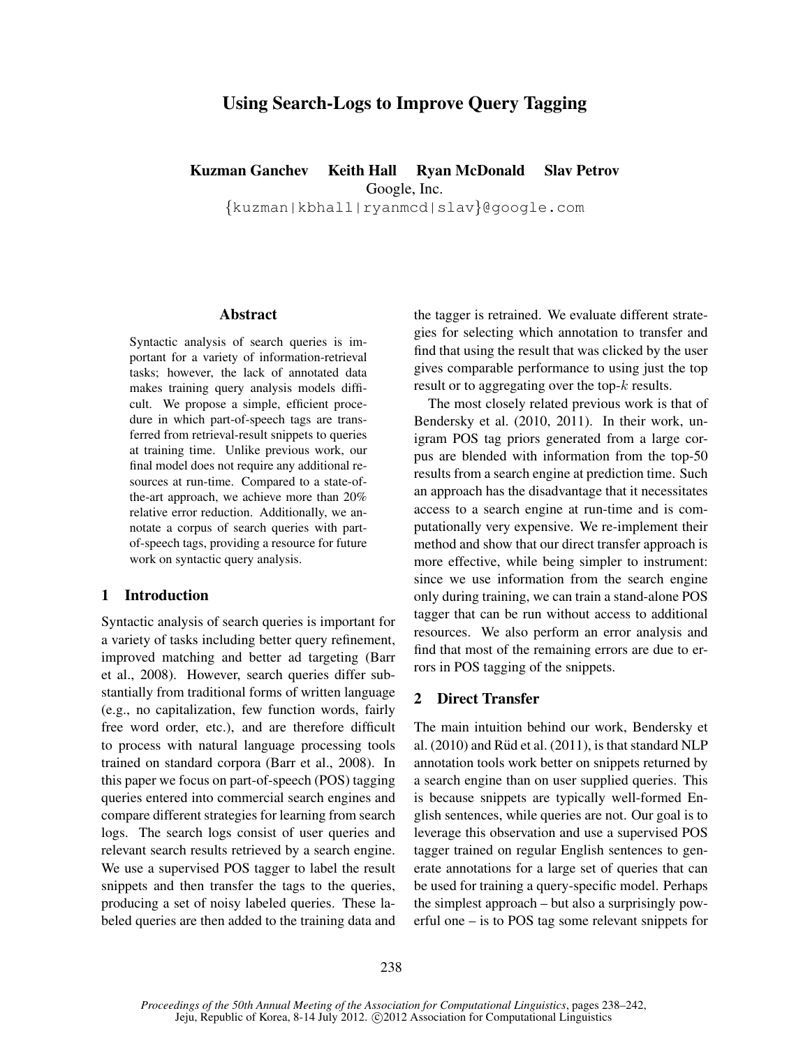# Using Search-Logs to Improve Query Tagging

**Kuzman Ganchev Keith Hall Ryan McDonald Slav Petrov**
Google, Inc.
{kuzman|kbhall|ryanmcd|slav}@google.com

## Abstract

Syntactic analysis of search queries is important for a variety of information-retrieval tasks; however, the lack of annotated data makes training query analysis models difficult. We propose a simple, efficient procedure in which part-of-speech tags are transferred from retrieval-result snippets to queries at training time. Unlike previous work, our final model does not require any additional resources at run-time. Compared to a state-of-the-art approach, we achieve more than 20% relative error reduction. Additionally, we annotate a corpus of search queries with part-of-speech tags, providing a resource for future work on syntactic query analysis.

## 1 Introduction

Syntactic analysis of search queries is important for a variety of tasks including better query refinement, improved matching and better ad targeting (Barr et al., 2008). However, search queries differ substantially from traditional forms of written language (e.g., no capitalization, few function words, fairly free word order, etc.), and are therefore difficult to process with natural language processing tools trained on standard corpora (Barr et al., 2008). In this paper we focus on part-of-speech (POS) tagging queries entered into commercial search engines and compare different strategies for learning from search logs. The search logs consist of user queries and relevant search results retrieved by a search engine. We use a supervised POS tagger to label the result snippets and then transfer the tags to the queries, producing a set of noisy labeled queries. These labeled queries are then added to the training data and the tagger is retrained. We evaluate different strategies for selecting which annotation to transfer and find that using the result that was clicked by the user gives comparable performance to using just the top result or to aggregating over the top-$k$ results.

The most closely related previous work is that of Bendersky et al. (2010, 2011). In their work, unigram POS tag priors generated from a large corpus are blended with information from the top-50 results from a search engine at prediction time. Such an approach has the disadvantage that it necessitates access to a search engine at run-time and is computationally very expensive. We re-implement their method and show that our direct transfer approach is more effective, while being simpler to instrument: since we use information from the search engine only during training, we can train a stand-alone POS tagger that can be run without access to additional resources. We also perform an error analysis and find that most of the remaining errors are due to errors in POS tagging of the snippets.

## 2 Direct Transfer

The main intuition behind our work, Bendersky et al. (2010) and Rüd et al. (2011), is that standard NLP annotation tools work better on snippets returned by a search engine than on user supplied queries. This is because snippets are typically well-formed English sentences, while queries are not. Our goal is to leverage this observation and use a supervised POS tagger trained on regular English sentences to generate annotations for a large set of queries that can be used for training a query-specific model. Perhaps the simplest approach – but also a surprisingly powerful one – is to POS tag some relevant snippets for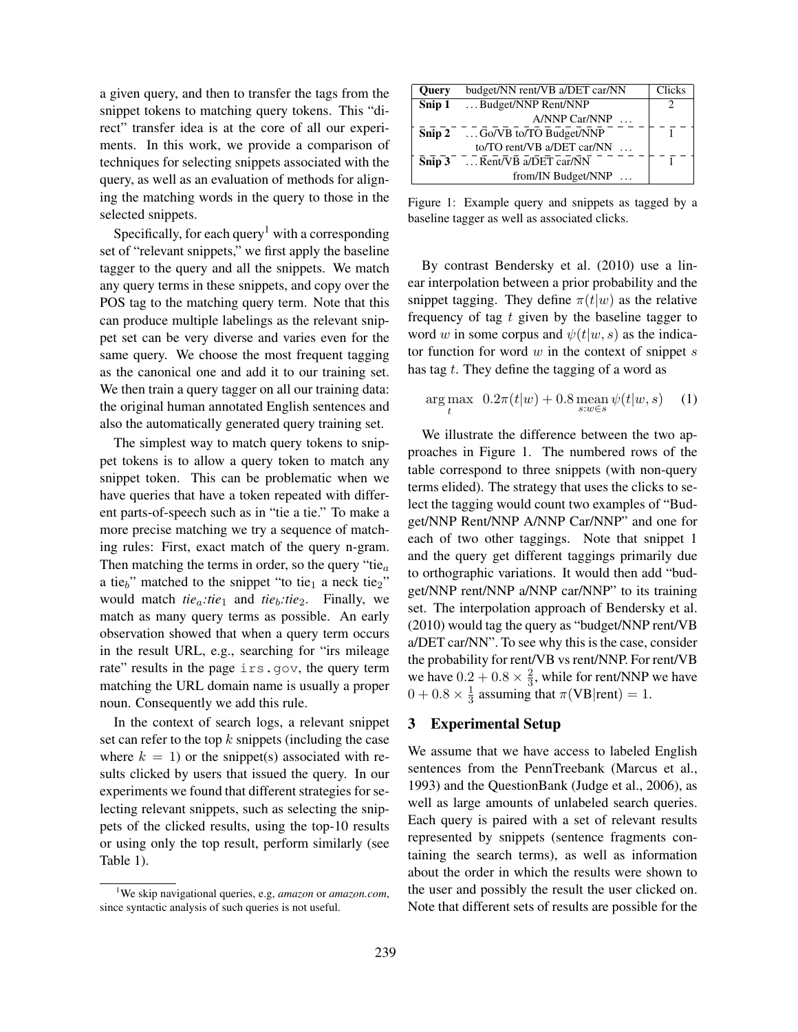a given query, and then to transfer the tags from the snippet tokens to matching query tokens. This "direct" transfer idea is at the core of all our experiments. In this work, we provide a comparison of techniques for selecting snippets associated with the query, as well as an evaluation of methods for aligning the matching words in the query to those in the selected snippets.

Specifically, for each query[1] with a corresponding set of "relevant snippets," we first apply the baseline tagger to the query and all the snippets. We match any query terms in these snippets, and copy over the POS tag to the matching query term. Note that this can produce multiple labelings as the relevant snippet set can be very diverse and varies even for the same query. We choose the most frequent tagging as the canonical one and add it to our training set. We then train a query tagger on all our training data: the original human annotated English sentences and also the automatically generated query training set.

The simplest way to match query tokens to snippet tokens is to allow a query token to match any snippet token. This can be problematic when we have queries that have a token repeated with different parts-of-speech such as in "tie a tie." To make a more precise matching we try a sequence of matching rules: First, exact match of the query n-gram. Then matching the terms in order, so the query "tie$_a$ a tie$_b$" matched to the snippet "to tie$_1$ a neck tie$_2$" would match *tie$_a$:tie$_1$* and *tie$_b$:tie$_2$*. Finally, we match as many query terms as possible. An early observation showed that when a query term occurs in the result URL, e.g., searching for "irs mileage rate" results in the page `irs.gov`, the query term matching the URL domain name is usually a proper noun. Consequently we add this rule.

In the context of search logs, a relevant snippet set can refer to the top $k$ snippets (including the case where $k = 1$) or the snippet(s) associated with results clicked by users that issued the query. In our experiments we found that different strategies for selecting relevant snippets, such as selecting the snippets of the clicked results, using the top-10 results or using only the top result, perform similarly (see Table 1).

[1] We skip navigational queries, e.g, *amazon* or *amazon.com*, since syntactic analysis of such queries is not useful.

| **Query** | budget/NN rent/VB a/DET car/NN | Clicks |
|---|---|---|
| **Snip 1** | ... Budget/NNP Rent/NNP A/NNP Car/NNP ... | 2 |
| **Snip 2** | ... Go/VB to/TO Budget/NNP to/TO rent/VB a/DET car/NN ... | 1 |
| **Snip 3** | ... Rent/VB a/DET car/NN from/IN Budget/NNP ... | 1 |

Figure 1: Example query and snippets as tagged by a baseline tagger as well as associated clicks.

By contrast Bendersky et al. (2010) use a linear interpolation between a prior probability and the snippet tagging. They define $\pi(t|w)$ as the relative frequency of tag $t$ given by the baseline tagger to word $w$ in some corpus and $\psi(t|w, s)$ as the indicator function for word $w$ in the context of snippet $s$ has tag $t$. They define the tagging of a word as

$$\arg\max_{t} \quad 0.2\pi(t|w) + 0.8 \operatorname*{mean}_{s:w \in s} \psi(t|w, s) \qquad (1)$$

We illustrate the difference between the two approaches in Figure 1. The numbered rows of the table correspond to three snippets (with non-query terms elided). The strategy that uses the clicks to select the tagging would count two examples of "Budget/NNP Rent/NNP A/NNP Car/NNP" and one for each of two other taggings. Note that snippet 1 and the query get different taggings primarily due to orthographic variations. It would then add "budget/NNP rent/NNP a/NNP car/NNP" to its training set. The interpolation approach of Bendersky et al. (2010) would tag the query as "budget/NNP rent/VB a/DET car/NN". To see why this is the case, consider the probability for rent/VB vs rent/NNP. For rent/VB we have $0.2 + 0.8 \times \frac{2}{3}$, while for rent/NNP we have $0 + 0.8 \times \frac{1}{3}$ assuming that $\pi(\text{VB}|\text{rent}) = 1$.

## 3 Experimental Setup

We assume that we have access to labeled English sentences from the PennTreebank (Marcus et al., 1993) and the QuestionBank (Judge et al., 2006), as well as large amounts of unlabeled search queries. Each query is paired with a set of relevant results represented by snippets (sentence fragments containing the search terms), as well as information about the order in which the results were shown to the user and possibly the result the user clicked on. Note that different sets of results are possible for the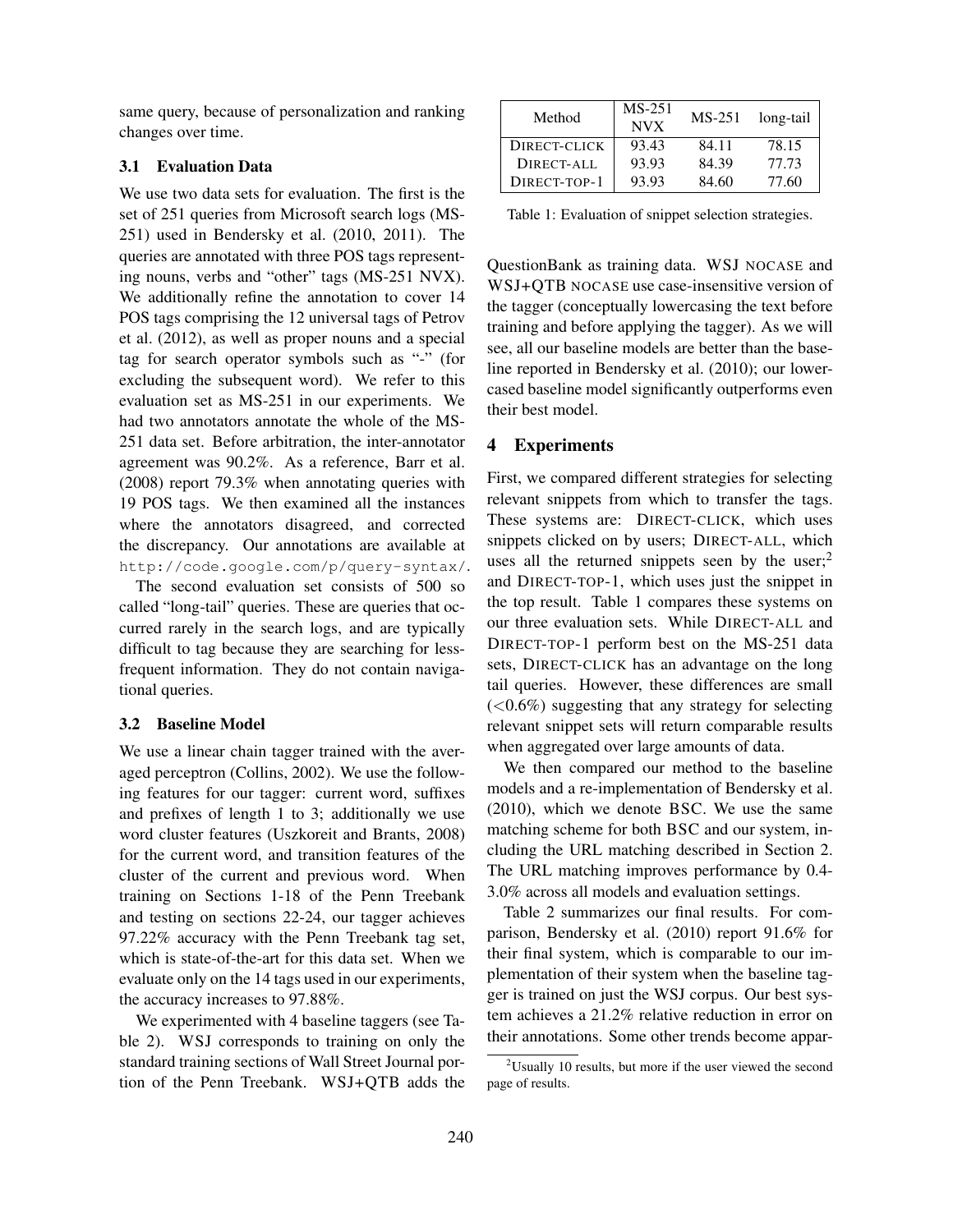same query, because of personalization and ranking changes over time.

### 3.1 Evaluation Data

We use two data sets for evaluation. The first is the set of 251 queries from Microsoft search logs (MS-251) used in Bendersky et al. (2010, 2011). The queries are annotated with three POS tags representing nouns, verbs and "other" tags (MS-251 NVX). We additionally refine the annotation to cover 14 POS tags comprising the 12 universal tags of Petrov et al. (2012), as well as proper nouns and a special tag for search operator symbols such as "-" (for excluding the subsequent word). We refer to this evaluation set as MS-251 in our experiments. We had two annotators annotate the whole of the MS-251 data set. Before arbitration, the inter-annotator agreement was 90.2%. As a reference, Barr et al. (2008) report 79.3% when annotating queries with 19 POS tags. We then examined all the instances where the annotators disagreed, and corrected the discrepancy. Our annotations are available at `http://code.google.com/p/query-syntax/`.

The second evaluation set consists of 500 so called "long-tail" queries. These are queries that occurred rarely in the search logs, and are typically difficult to tag because they are searching for less-frequent information. They do not contain navigational queries.

### 3.2 Baseline Model

We use a linear chain tagger trained with the averaged perceptron (Collins, 2002). We use the following features for our tagger: current word, suffixes and prefixes of length 1 to 3; additionally we use word cluster features (Uszkoreit and Brants, 2008) for the current word, and transition features of the cluster of the current and previous word. When training on Sections 1-18 of the Penn Treebank and testing on sections 22-24, our tagger achieves 97.22% accuracy with the Penn Treebank tag set, which is state-of-the-art for this data set. When we evaluate only on the 14 tags used in our experiments, the accuracy increases to 97.88%.

We experimented with 4 baseline taggers (see Table 2). WSJ corresponds to training on only the standard training sections of Wall Street Journal portion of the Penn Treebank. WSJ+QTB adds the QuestionBank as training data. WSJ NOCASE and WSJ+QTB NOCASE use case-insensitive version of the tagger (conceptually lowercasing the text before training and before applying the tagger). As we will see, all our baseline models are better than the baseline reported in Bendersky et al. (2010); our lowercased baseline model significantly outperforms even their best model.

| Method | MS-251 NVX | MS-251 | long-tail |
|---|---|---|---|
| DIRECT-CLICK | 93.43 | 84.11 | 78.15 |
| DIRECT-ALL | 93.93 | 84.39 | 77.73 |
| DIRECT-TOP-1 | 93.93 | 84.60 | 77.60 |

Table 1: Evaluation of snippet selection strategies.

## 4 Experiments

First, we compared different strategies for selecting relevant snippets from which to transfer the tags. These systems are: DIRECT-CLICK, which uses snippets clicked on by users; DIRECT-ALL, which uses all the returned snippets seen by the user;[2] and DIRECT-TOP-1, which uses just the snippet in the top result. Table 1 compares these systems on our three evaluation sets. While DIRECT-ALL and DIRECT-TOP-1 perform best on the MS-251 data sets, DIRECT-CLICK has an advantage on the long tail queries. However, these differences are small (<0.6%) suggesting that any strategy for selecting relevant snippet sets will return comparable results when aggregated over large amounts of data.

We then compared our method to the baseline models and a re-implementation of Bendersky et al. (2010), which we denote BSC. We use the same matching scheme for both BSC and our system, including the URL matching described in Section 2. The URL matching improves performance by 0.4-3.0% across all models and evaluation settings.

Table 2 summarizes our final results. For comparison, Bendersky et al. (2010) report 91.6% for their final system, which is comparable to our implementation of their system when the baseline tagger is trained on just the WSJ corpus. Our best system achieves a 21.2% relative reduction in error on their annotations. Some other trends become appar-

[2] Usually 10 results, but more if the user viewed the second page of results.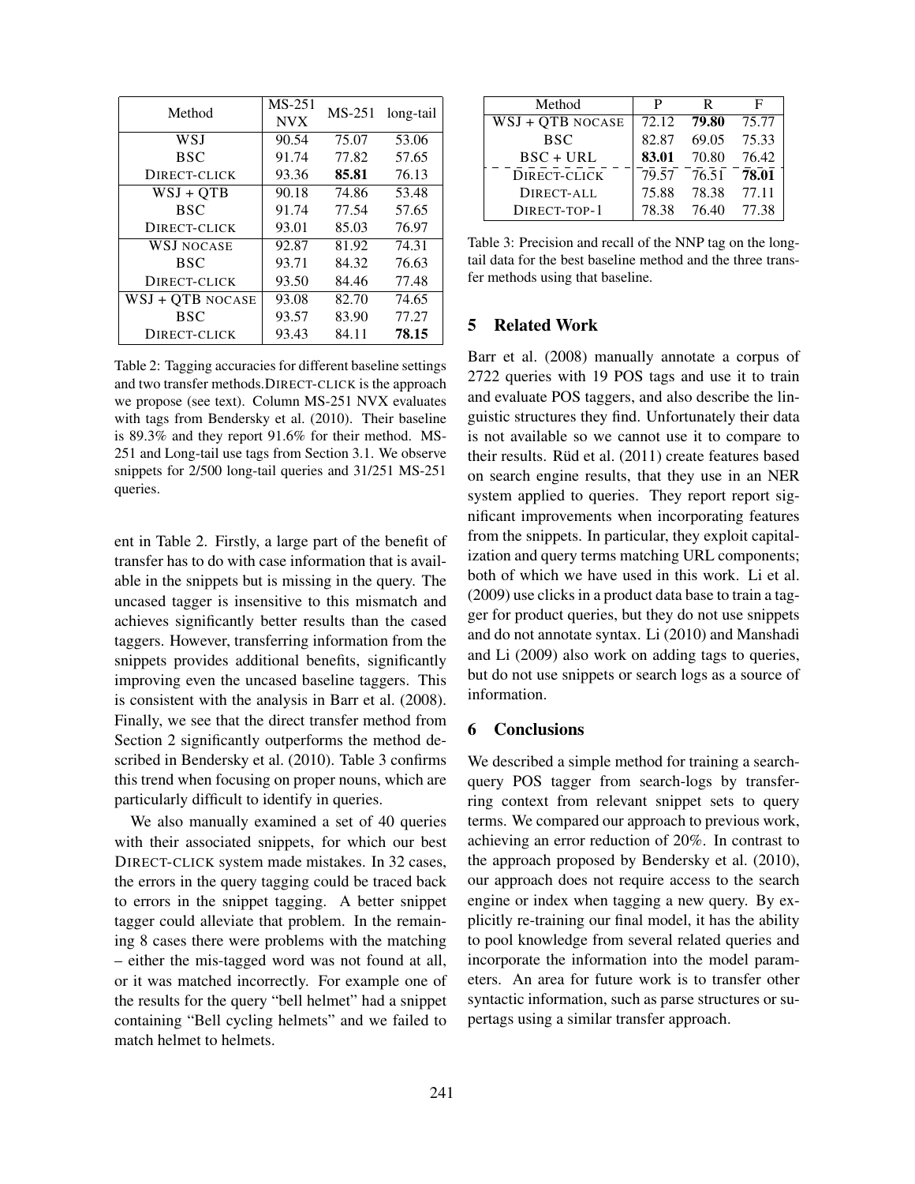| Method | MS-251 NVX | MS-251 | long-tail |
|---|---|---|---|
| WSJ | 90.54 | 75.07 | 53.06 |
| BSC | 91.74 | 77.82 | 57.65 |
| DIRECT-CLICK | 93.36 | **85.81** | 76.13 |
| WSJ + QTB | 90.18 | 74.86 | 53.48 |
| BSC | 91.74 | 77.54 | 57.65 |
| DIRECT-CLICK | 93.01 | 85.03 | 76.97 |
| WSJ NOCASE | 92.87 | 81.92 | 74.31 |
| BSC | 93.71 | 84.32 | 76.63 |
| DIRECT-CLICK | 93.50 | 84.46 | 77.48 |
| WSJ + QTB NOCASE | 93.08 | 82.70 | 74.65 |
| BSC | 93.57 | 83.90 | 77.27 |
| DIRECT-CLICK | 93.43 | 84.11 | **78.15** |

Table 2: Tagging accuracies for different baseline settings and two transfer methods. DIRECT-CLICK is the approach we propose (see text). Column MS-251 NVX evaluates with tags from Bendersky et al. (2010). Their baseline is 89.3% and they report 91.6% for their method. MS-251 and Long-tail use tags from Section 3.1. We observe snippets for 2/500 long-tail queries and 31/251 MS-251 queries.

ent in Table 2. Firstly, a large part of the benefit of transfer has to do with case information that is available in the snippets but is missing in the query. The uncased tagger is insensitive to this mismatch and achieves significantly better results than the cased taggers. However, transferring information from the snippets provides additional benefits, significantly improving even the uncased baseline taggers. This is consistent with the analysis in Barr et al. (2008). Finally, we see that the direct transfer method from Section 2 significantly outperforms the method described in Bendersky et al. (2010). Table 3 confirms this trend when focusing on proper nouns, which are particularly difficult to identify in queries.

We also manually examined a set of 40 queries with their associated snippets, for which our best DIRECT-CLICK system made mistakes. In 32 cases, the errors in the query tagging could be traced back to errors in the snippet tagging. A better snippet tagger could alleviate that problem. In the remaining 8 cases there were problems with the matching – either the mis-tagged word was not found at all, or it was matched incorrectly. For example one of the results for the query "bell helmet" had a snippet containing "Bell cycling helmets" and we failed to match helmet to helmets.

| Method | P | R | F |
|---|---|---|---|
| WSJ + QTB NOCASE | 72.12 | **79.80** | 75.77 |
| BSC | 82.87 | 69.05 | 75.33 |
| BSC + URL | **83.01** | 70.80 | 76.42 |
| DIRECT-CLICK | 79.57 | 76.51 | **78.01** |
| DIRECT-ALL | 75.88 | 78.38 | 77.11 |
| DIRECT-TOP-1 | 78.38 | 76.40 | 77.38 |

Table 3: Precision and recall of the NNP tag on the long-tail data for the best baseline method and the three transfer methods using that baseline.

## 5 Related Work

Barr et al. (2008) manually annotate a corpus of 2722 queries with 19 POS tags and use it to train and evaluate POS taggers, and also describe the linguistic structures they find. Unfortunately their data is not available so we cannot use it to compare to their results. Rüd et al. (2011) create features based on search engine results, that they use in an NER system applied to queries. They report report significant improvements when incorporating features from the snippets. In particular, they exploit capitalization and query terms matching URL components; both of which we have used in this work. Li et al. (2009) use clicks in a product data base to train a tagger for product queries, but they do not use snippets and do not annotate syntax. Li (2010) and Manshadi and Li (2009) also work on adding tags to queries, but do not use snippets or search logs as a source of information.

## 6 Conclusions

We described a simple method for training a search-query POS tagger from search-logs by transferring context from relevant snippet sets to query terms. We compared our approach to previous work, achieving an error reduction of 20%. In contrast to the approach proposed by Bendersky et al. (2010), our approach does not require access to the search engine or index when tagging a new query. By explicitly re-training our final model, it has the ability to pool knowledge from several related queries and incorporate the information into the model parameters. An area for future work is to transfer other syntactic information, such as parse structures or supertags using a similar transfer approach.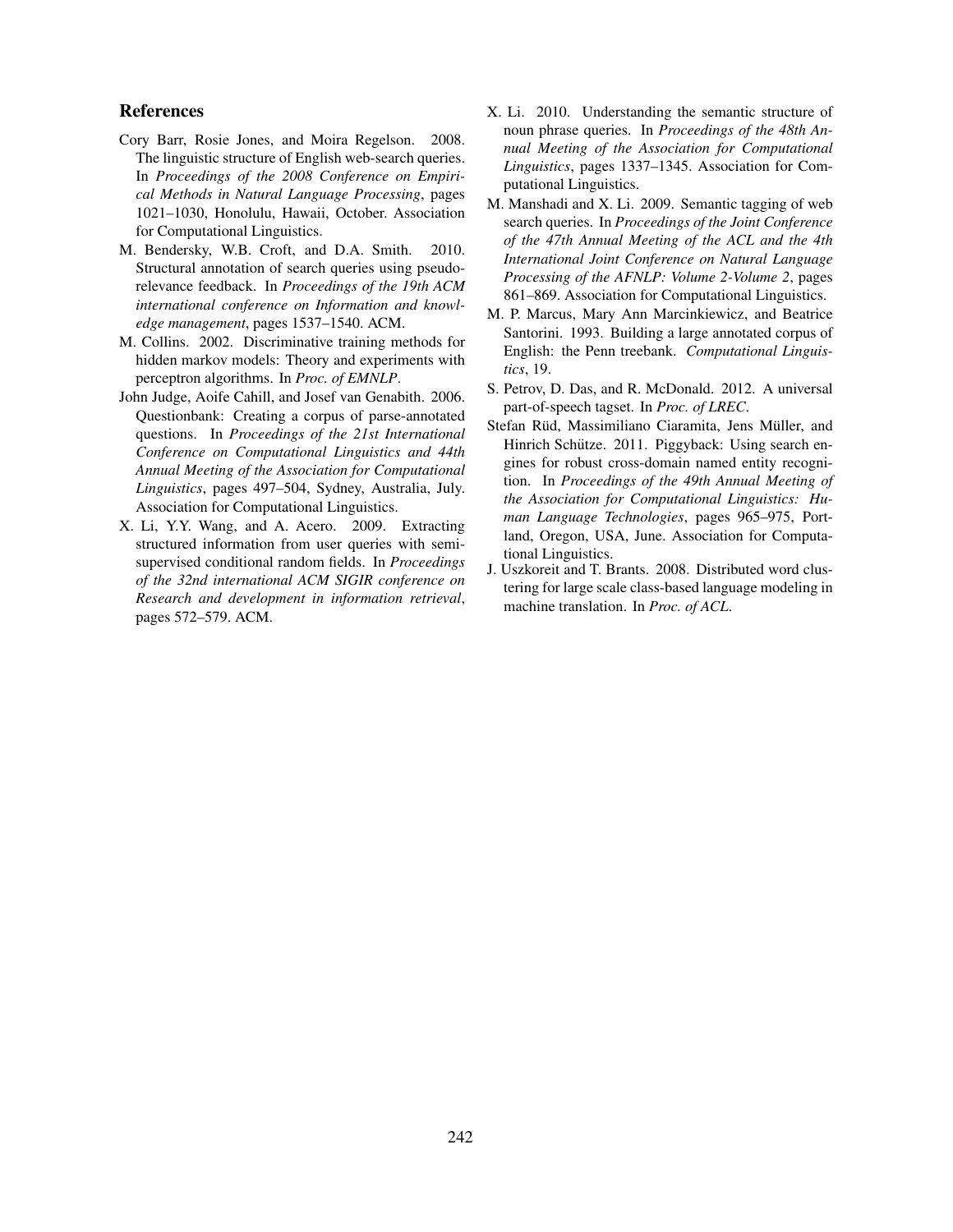## References

Cory Barr, Rosie Jones, and Moira Regelson. 2008. The linguistic structure of English web-search queries. In *Proceedings of the 2008 Conference on Empirical Methods in Natural Language Processing*, pages 1021–1030, Honolulu, Hawaii, October. Association for Computational Linguistics.

M. Bendersky, W.B. Croft, and D.A. Smith. 2010. Structural annotation of search queries using pseudo-relevance feedback. In *Proceedings of the 19th ACM international conference on Information and knowledge management*, pages 1537–1540. ACM.

M. Collins. 2002. Discriminative training methods for hidden markov models: Theory and experiments with perceptron algorithms. In *Proc. of EMNLP*.

John Judge, Aoife Cahill, and Josef van Genabith. 2006. Questionbank: Creating a corpus of parse-annotated questions. In *Proceedings of the 21st International Conference on Computational Linguistics and 44th Annual Meeting of the Association for Computational Linguistics*, pages 497–504, Sydney, Australia, July. Association for Computational Linguistics.

X. Li, Y.Y. Wang, and A. Acero. 2009. Extracting structured information from user queries with semi-supervised conditional random fields. In *Proceedings of the 32nd international ACM SIGIR conference on Research and development in information retrieval*, pages 572–579. ACM.

X. Li. 2010. Understanding the semantic structure of noun phrase queries. In *Proceedings of the 48th Annual Meeting of the Association for Computational Linguistics*, pages 1337–1345. Association for Computational Linguistics.

M. Manshadi and X. Li. 2009. Semantic tagging of web search queries. In *Proceedings of the Joint Conference of the 47th Annual Meeting of the ACL and the 4th International Joint Conference on Natural Language Processing of the AFNLP: Volume 2-Volume 2*, pages 861–869. Association for Computational Linguistics.

M. P. Marcus, Mary Ann Marcinkiewicz, and Beatrice Santorini. 1993. Building a large annotated corpus of English: the Penn treebank. *Computational Linguistics*, 19.

S. Petrov, D. Das, and R. McDonald. 2012. A universal part-of-speech tagset. In *Proc. of LREC*.

Stefan Rüd, Massimiliano Ciaramita, Jens Müller, and Hinrich Schütze. 2011. Piggyback: Using search engines for robust cross-domain named entity recognition. In *Proceedings of the 49th Annual Meeting of the Association for Computational Linguistics: Human Language Technologies*, pages 965–975, Portland, Oregon, USA, June. Association for Computational Linguistics.

J. Uszkoreit and T. Brants. 2008. Distributed word clustering for large scale class-based language modeling in machine translation. In *Proc. of ACL*.